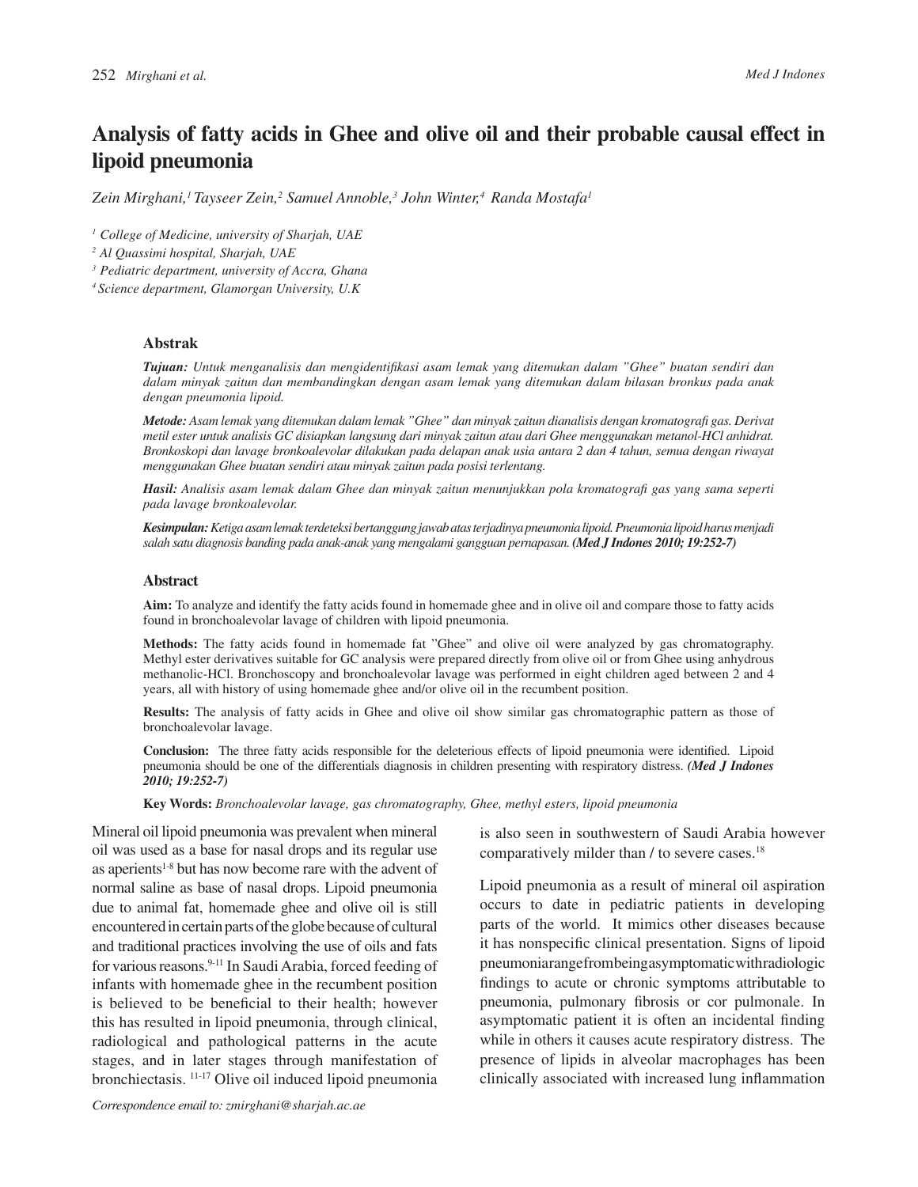# Analysis of fatty acids in Ghee and olive oil and their probable causal effect in lipoid pneumonia

*Zein Mirghani,[1] Tayseer Zein,[2] Samuel Annoble,[3] John Winter,[4] Randa Mostafa[1]*

[1] *College of Medicine, university of Sharjah, UAE*

[2] *Al Quassimi hospital, Sharjah, UAE*

[3] *Pediatric department, university of Accra, Ghana*

[4] *Science department, Glamorgan University, U.K*

### Abstrak

***Tujuan:*** *Untuk menganalisis dan mengidentifikasi asam lemak yang ditemukan dalam "Ghee" buatan sendiri dan dalam minyak zaitun dan membandingkan dengan asam lemak yang ditemukan dalam bilasan bronkus pada anak dengan pneumonia lipoid.*

***Metode:*** *Asam lemak yang ditemukan dalam lemak "Ghee" dan minyak zaitun dianalisis dengan kromatografi gas. Derivat metil ester untuk analisis GC disiapkan langsung dari minyak zaitun atau dari Ghee menggunakan metanol-HCl anhidrat. Bronkoskopi dan lavage bronkoalevolar dilakukan pada delapan anak usia antara 2 dan 4 tahun, semua dengan riwayat menggunakan Ghee buatan sendiri atau minyak zaitun pada posisi terlentang.*

***Hasil:*** *Analisis asam lemak dalam Ghee dan minyak zaitun menunjukkan pola kromatografi gas yang sama seperti pada lavage bronkoalevolar.*

***Kesimpulan:*** *Ketiga asam lemak terdeteksi bertanggung jawab atas terjadinya pneumonia lipoid. Pneumonia lipoid harus menjadi salah satu diagnosis banding pada anak-anak yang mengalami gangguan pernapasan.* ***(Med J Indones 2010; 19:252-7)***

### Abstract

**Aim:** To analyze and identify the fatty acids found in homemade ghee and in olive oil and compare those to fatty acids found in bronchoalevolar lavage of children with lipoid pneumonia.

**Methods:** The fatty acids found in homemade fat "Ghee" and olive oil were analyzed by gas chromatography. Methyl ester derivatives suitable for GC analysis were prepared directly from olive oil or from Ghee using anhydrous methanolic-HCl. Bronchoscopy and bronchoalevolar lavage was performed in eight children aged between 2 and 4 years, all with history of using homemade ghee and/or olive oil in the recumbent position.

**Results:** The analysis of fatty acids in Ghee and olive oil show similar gas chromatographic pattern as those of bronchoalevolar lavage.

**Conclusion:** The three fatty acids responsible for the deleterious effects of lipoid pneumonia were identified. Lipoid pneumonia should be one of the differentials diagnosis in children presenting with respiratory distress. ***(Med J Indones 2010; 19:252-7)***

**Key Words:** *Bronchoalevolar lavage, gas chromatography, Ghee, methyl esters, lipoid pneumonia*

Mineral oil lipoid pneumonia was prevalent when mineral oil was used as a base for nasal drops and its regular use as aperients[1-8] but has now become rare with the advent of normal saline as base of nasal drops. Lipoid pneumonia due to animal fat, homemade ghee and olive oil is still encountered in certain parts of the globe because of cultural and traditional practices involving the use of oils and fats for various reasons.[9-11] In Saudi Arabia, forced feeding of infants with homemade ghee in the recumbent position is believed to be beneficial to their health; however this has resulted in lipoid pneumonia, through clinical, radiological and pathological patterns in the acute stages, and in later stages through manifestation of bronchiectasis. [11-17] Olive oil induced lipoid pneumonia is also seen in southwestern of Saudi Arabia however comparatively milder than / to severe cases.[18]

Lipoid pneumonia as a result of mineral oil aspiration occurs to date in pediatric patients in developing parts of the world. It mimics other diseases because it has nonspecific clinical presentation. Signs of lipoid pneumonia range from being asymptomatic with radiologic findings to acute or chronic symptoms attributable to pneumonia, pulmonary fibrosis or cor pulmonale. In asymptomatic patient it is often an incidental finding while in others it causes acute respiratory distress. The presence of lipids in alveolar macrophages has been clinically associated with increased lung inflammation

*Correspondence email to: zmirghani@sharjah.ac.ae*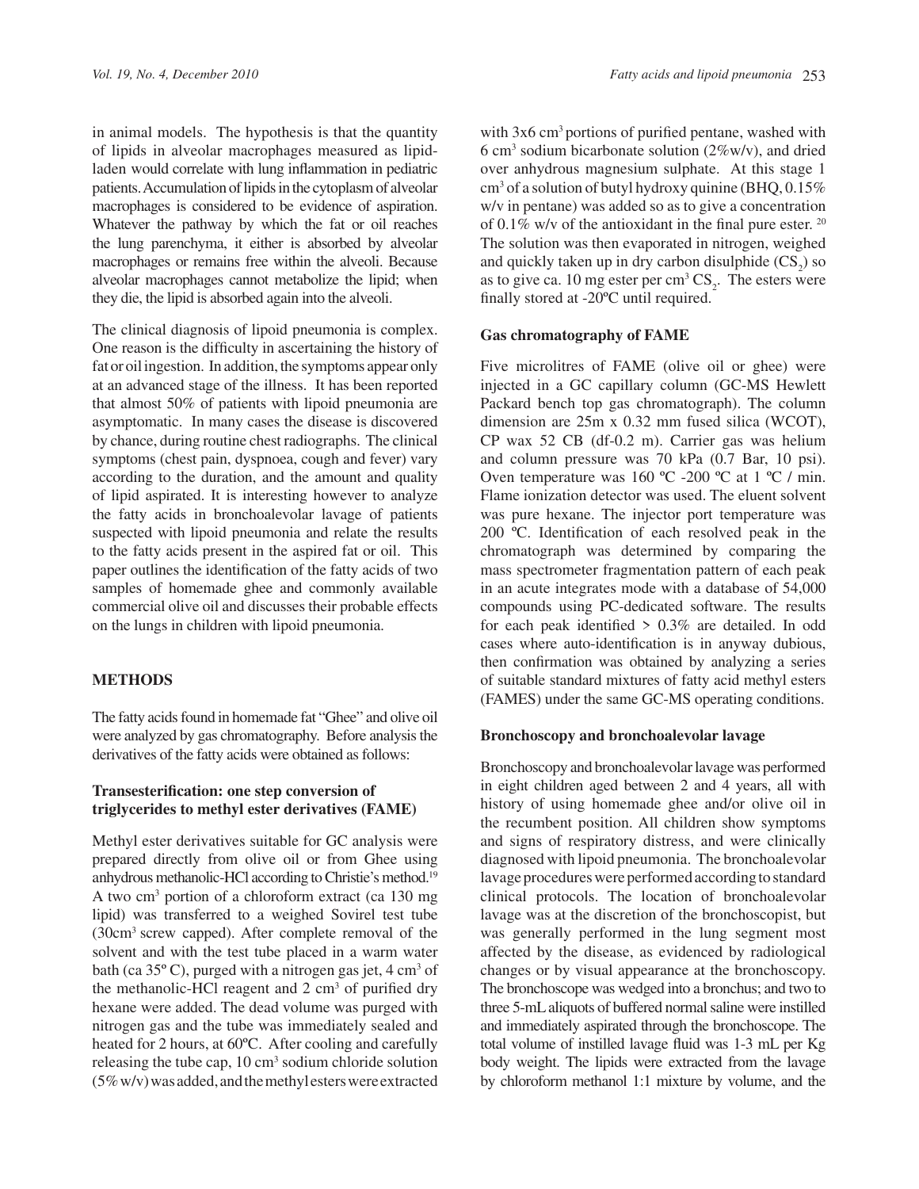in animal models. The hypothesis is that the quantity of lipids in alveolar macrophages measured as lipid-laden would correlate with lung inflammation in pediatric patients. Accumulation of lipids in the cytoplasm of alveolar macrophages is considered to be evidence of aspiration. Whatever the pathway by which the fat or oil reaches the lung parenchyma, it either is absorbed by alveolar macrophages or remains free within the alveoli. Because alveolar macrophages cannot metabolize the lipid; when they die, the lipid is absorbed again into the alveoli.

The clinical diagnosis of lipoid pneumonia is complex. One reason is the difficulty in ascertaining the history of fat or oil ingestion. In addition, the symptoms appear only at an advanced stage of the illness. It has been reported that almost 50% of patients with lipoid pneumonia are asymptomatic. In many cases the disease is discovered by chance, during routine chest radiographs. The clinical symptoms (chest pain, dyspnoea, cough and fever) vary according to the duration, and the amount and quality of lipid aspirated. It is interesting however to analyze the fatty acids in bronchoalevolar lavage of patients suspected with lipoid pneumonia and relate the results to the fatty acids present in the aspired fat or oil. This paper outlines the identification of the fatty acids of two samples of homemade ghee and commonly available commercial olive oil and discusses their probable effects on the lungs in children with lipoid pneumonia.

## METHODS

The fatty acids found in homemade fat "Ghee" and olive oil were analyzed by gas chromatography. Before analysis the derivatives of the fatty acids were obtained as follows:

### Transesterification: one step conversion of triglycerides to methyl ester derivatives (FAME)

Methyl ester derivatives suitable for GC analysis were prepared directly from olive oil or from Ghee using anhydrous methanolic-HCl according to Christie's method.[19] A two $cm^3$ portion of a chloroform extract (ca 130 mg lipid) was transferred to a weighed Sovirel test tube ($30cm^3$ screw capped). After complete removal of the solvent and with the test tube placed in a warm water bath (ca 35º C), purged with a nitrogen gas jet, 4 $cm^3$ of the methanolic-HCl reagent and 2 $cm^3$ of purified dry hexane were added. The dead volume was purged with nitrogen gas and the tube was immediately sealed and heated for 2 hours, at 60ºC. After cooling and carefully releasing the tube cap, 10 $cm^3$ sodium chloride solution (5% w/v) was added, and the methyl esters were extracted with 3x6 $cm^3$ portions of purified pentane, washed with 6 $cm^3$ sodium bicarbonate solution (2%w/v), and dried over anhydrous magnesium sulphate. At this stage 1 $cm^3$ of a solution of butyl hydroxy quinine (BHQ, 0.15% w/v in pentane) was added so as to give a concentration of 0.1% w/v of the antioxidant in the final pure ester.[20] The solution was then evaporated in nitrogen, weighed and quickly taken up in dry carbon disulphide ($CS_2$) so as to give ca. 10 mg ester per $cm^3$ $CS_2$. The esters were finally stored at -20ºC until required.

### Gas chromatography of FAME

Five microlitres of FAME (olive oil or ghee) were injected in a GC capillary column (GC-MS Hewlett Packard bench top gas chromatograph). The column dimension are 25m x 0.32 mm fused silica (WCOT), CP wax 52 CB (df-0.2 m). Carrier gas was helium and column pressure was 70 kPa (0.7 Bar, 10 psi). Oven temperature was 160 ºC -200 ºC at 1 ºC / min. Flame ionization detector was used. The eluent solvent was pure hexane. The injector port temperature was 200 ºC. Identification of each resolved peak in the chromatograph was determined by comparing the mass spectrometer fragmentation pattern of each peak in an acute integrates mode with a database of 54,000 compounds using PC-dedicated software. The results for each peak identified > 0.3% are detailed. In odd cases where auto-identification is in anyway dubious, then confirmation was obtained by analyzing a series of suitable standard mixtures of fatty acid methyl esters (FAMES) under the same GC-MS operating conditions.

### Bronchoscopy and bronchoalevolar lavage

Bronchoscopy and bronchoalevolar lavage was performed in eight children aged between 2 and 4 years, all with history of using homemade ghee and/or olive oil in the recumbent position. All children show symptoms and signs of respiratory distress, and were clinically diagnosed with lipoid pneumonia. The bronchoalevolar lavage procedures were performed according to standard clinical protocols. The location of bronchoalevolar lavage was at the discretion of the bronchoscopist, but was generally performed in the lung segment most affected by the disease, as evidenced by radiological changes or by visual appearance at the bronchoscopy. The bronchoscope was wedged into a bronchus; and two to three 5-mL aliquots of buffered normal saline were instilled and immediately aspirated through the bronchoscope. The total volume of instilled lavage fluid was 1-3 mL per Kg body weight. The lipids were extracted from the lavage by chloroform methanol 1:1 mixture by volume, and the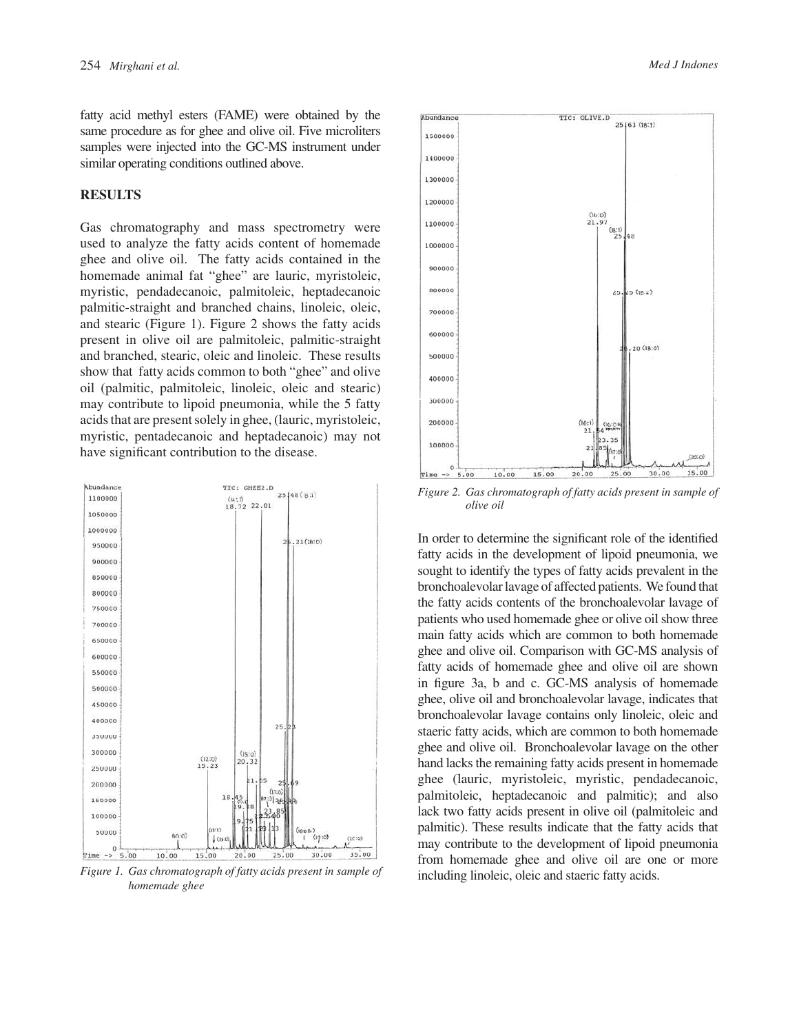fatty acid methyl esters (FAME) were obtained by the same procedure as for ghee and olive oil. Five microliters samples were injected into the GC-MS instrument under similar operating conditions outlined above.

## RESULTS

Gas chromatography and mass spectrometry were used to analyze the fatty acids content of homemade ghee and olive oil. The fatty acids contained in the homemade animal fat "ghee" are lauric, myristoleic, myristic, pendadecanoic, palmitoleic, heptadecanoic palmitic-straight and branched chains, linoleic, oleic, and stearic (Figure 1). Figure 2 shows the fatty acids present in olive oil are palmitoleic, palmitic-straight and branched, stearic, oleic and linoleic. These results show that fatty acids common to both "ghee" and olive oil (palmitic, palmitoleic, linoleic, oleic and stearic) may contribute to lipoid pneumonia, while the 5 fatty acids that are present solely in ghee, (lauric, myristoleic, myristic, pentadecanoic and heptadecanoic) may not have significant contribution to the disease.

Figure 1. Gas chromatograph of fatty acids present in sample of homemade ghee

Figure 2. Gas chromatograph of fatty acids present in sample of olive oil

In order to determine the significant role of the identified fatty acids in the development of lipoid pneumonia, we sought to identify the types of fatty acids prevalent in the bronchoalevolar lavage of affected patients. We found that the fatty acids contents of the bronchoalevolar lavage of patients who used homemade ghee or olive oil show three main fatty acids which are common to both homemade ghee and olive oil. Comparison with GC-MS analysis of fatty acids of homemade ghee and olive oil are shown in figure 3a, b and c. GC-MS analysis of homemade ghee, olive oil and bronchoalevolar lavage, indicates that bronchoalevolar lavage contains only linoleic, oleic and staeric fatty acids, which are common to both homemade ghee and olive oil. Bronchoalevolar lavage on the other hand lacks the remaining fatty acids present in homemade ghee (lauric, myristoleic, myristic, pendadecanoic, palmitoleic, heptadecanoic and palmitic); and also lack two fatty acids present in olive oil (palmitoleic and palmitic). These results indicate that the fatty acids that may contribute to the development of lipoid pneumonia from homemade ghee and olive oil are one or more including linoleic, oleic and staeric fatty acids.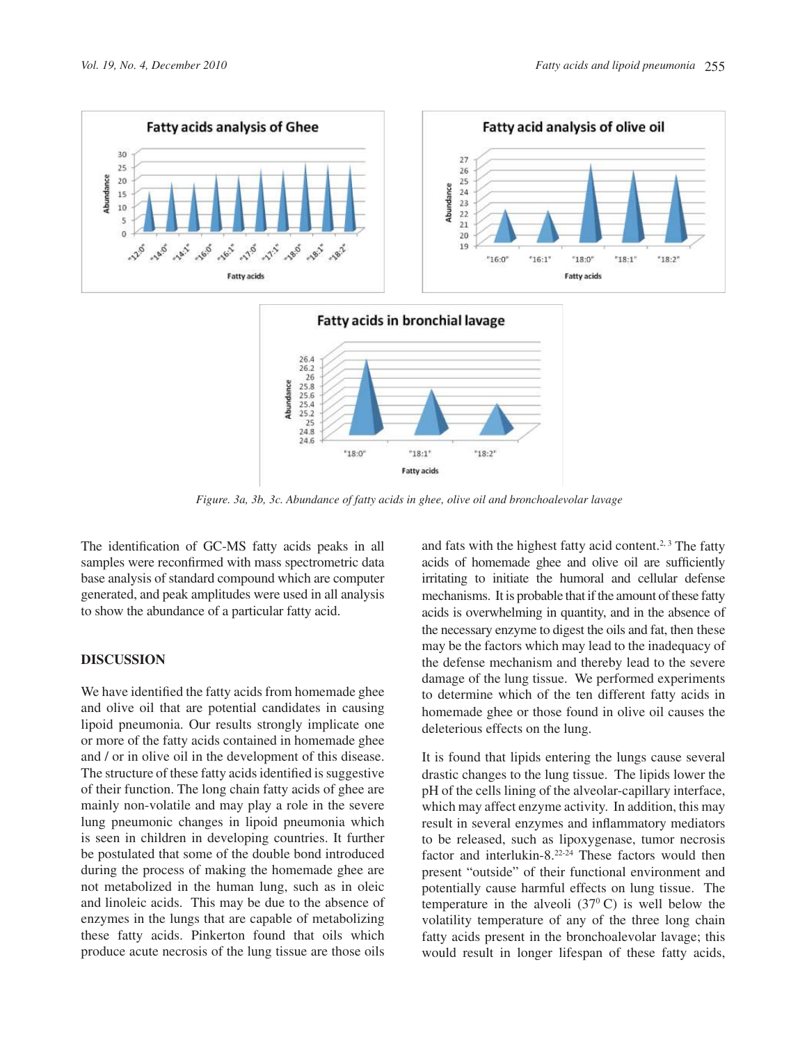Figure. 3a, 3b, 3c. Abundance of fatty acids in ghee, olive oil and bronchoalevolar lavage

The identification of GC-MS fatty acids peaks in all samples were reconfirmed with mass spectrometric data base analysis of standard compound which are computer generated, and peak amplitudes were used in all analysis to show the abundance of a particular fatty acid.

## DISCUSSION

We have identified the fatty acids from homemade ghee and olive oil that are potential candidates in causing lipoid pneumonia. Our results strongly implicate one or more of the fatty acids contained in homemade ghee and / or in olive oil in the development of this disease. The structure of these fatty acids identified is suggestive of their function. The long chain fatty acids of ghee are mainly non-volatile and may play a role in the severe lung pneumonic changes in lipoid pneumonia which is seen in children in developing countries. It further be postulated that some of the double bond introduced during the process of making the homemade ghee are not metabolized in the human lung, such as in oleic and linoleic acids. This may be due to the absence of enzymes in the lungs that are capable of metabolizing these fatty acids. Pinkerton found that oils which produce acute necrosis of the lung tissue are those oils and fats with the highest fatty acid content.[2, 3] The fatty acids of homemade ghee and olive oil are sufficiently irritating to initiate the humoral and cellular defense mechanisms. It is probable that if the amount of these fatty acids is overwhelming in quantity, and in the absence of the necessary enzyme to digest the oils and fat, then these may be the factors which may lead to the inadequacy of the defense mechanism and thereby lead to the severe damage of the lung tissue. We performed experiments to determine which of the ten different fatty acids in homemade ghee or those found in olive oil causes the deleterious effects on the lung.

It is found that lipids entering the lungs cause several drastic changes to the lung tissue. The lipids lower the pH of the cells lining of the alveolar-capillary interface, which may affect enzyme activity. In addition, this may result in several enzymes and inflammatory mediators to be released, such as lipoxygenase, tumor necrosis factor and interlukin-8.[22-24] These factors would then present "outside" of their functional environment and potentially cause harmful effects on lung tissue. The temperature in the alveoli ($37^0$ C) is well below the volatility temperature of any of the three long chain fatty acids present in the bronchoalevolar lavage; this would result in longer lifespan of these fatty acids,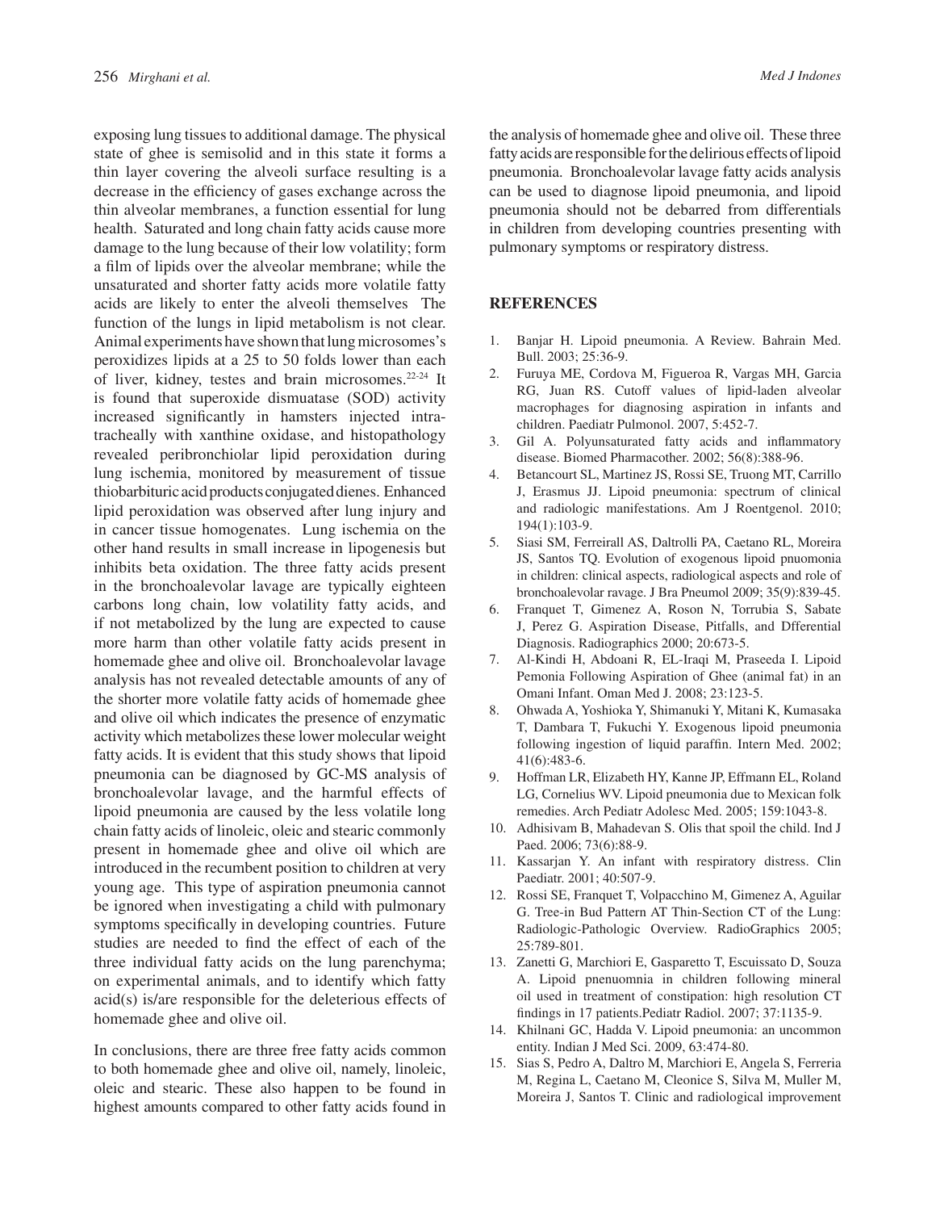exposing lung tissues to additional damage. The physical state of ghee is semisolid and in this state it forms a thin layer covering the alveoli surface resulting is a decrease in the efficiency of gases exchange across the thin alveolar membranes, a function essential for lung health. Saturated and long chain fatty acids cause more damage to the lung because of their low volatility; form a film of lipids over the alveolar membrane; while the unsaturated and shorter fatty acids more volatile fatty acids are likely to enter the alveoli themselves The function of the lungs in lipid metabolism is not clear. Animal experiments have shown that lung microsomes's peroxidizes lipids at a 25 to 50 folds lower than each of liver, kidney, testes and brain microsomes.[22-24] It is found that superoxide dismuatase (SOD) activity increased significantly in hamsters injected intra-tracheally with xanthine oxidase, and histopathology revealed peribronchiolar lipid peroxidation during lung ischemia, monitored by measurement of tissue thiobarbituric acid products conjugated dienes. Enhanced lipid peroxidation was observed after lung injury and in cancer tissue homogenates. Lung ischemia on the other hand results in small increase in lipogenesis but inhibits beta oxidation. The three fatty acids present in the bronchoalevolar lavage are typically eighteen carbons long chain, low volatility fatty acids, and if not metabolized by the lung are expected to cause more harm than other volatile fatty acids present in homemade ghee and olive oil. Bronchoalevolar lavage analysis has not revealed detectable amounts of any of the shorter more volatile fatty acids of homemade ghee and olive oil which indicates the presence of enzymatic activity which metabolizes these lower molecular weight fatty acids. It is evident that this study shows that lipoid pneumonia can be diagnosed by GC-MS analysis of bronchoalevolar lavage, and the harmful effects of lipoid pneumonia are caused by the less volatile long chain fatty acids of linoleic, oleic and stearic commonly present in homemade ghee and olive oil which are introduced in the recumbent position to children at very young age. This type of aspiration pneumonia cannot be ignored when investigating a child with pulmonary symptoms specifically in developing countries. Future studies are needed to find the effect of each of the three individual fatty acids on the lung parenchyma; on experimental animals, and to identify which fatty acid(s) is/are responsible for the deleterious effects of homemade ghee and olive oil.

In conclusions, there are three free fatty acids common to both homemade ghee and olive oil, namely, linoleic, oleic and stearic. These also happen to be found in highest amounts compared to other fatty acids found in the analysis of homemade ghee and olive oil. These three fatty acids are responsible for the delirious effects of lipoid pneumonia. Bronchoalevolar lavage fatty acids analysis can be used to diagnose lipoid pneumonia, and lipoid pneumonia should not be debarred from differentials in children from developing countries presenting with pulmonary symptoms or respiratory distress.

## REFERENCES

1. Banjar H. Lipoid pneumonia. A Review. Bahrain Med. Bull. 2003; 25:36-9.
2. Furuya ME, Cordova M, Figueroa R, Vargas MH, Garcia RG, Juan RS. Cutoff values of lipid-laden alveolar macrophages for diagnosing aspiration in infants and children. Paediatr Pulmonol. 2007, 5:452-7.
3. Gil A. Polyunsaturated fatty acids and inflammatory disease. Biomed Pharmacother. 2002; 56(8):388-96.
4. Betancourt SL, Martinez JS, Rossi SE, Truong MT, Carrillo J, Erasmus JJ. Lipoid pneumonia: spectrum of clinical and radiologic manifestations. Am J Roentgenol. 2010; 194(1):103-9.
5. Siasi SM, Ferreirall AS, Daltrolli PA, Caetano RL, Moreira JS, Santos TQ. Evolution of exogenous lipoid pnuomonia in children: clinical aspects, radiological aspects and role of bronchoalevolar ravage. J Bra Pneumol 2009; 35(9):839-45.
6. Franquet T, Gimenez A, Roson N, Torrubia S, Sabate J, Perez G. Aspiration Disease, Pitfalls, and Dfferential Diagnosis. Radiographics 2000; 20:673-5.
7. Al-Kindi H, Abdoani R, EL-Iraqi M, Praseeda I. Lipoid Pemonia Following Aspiration of Ghee (animal fat) in an Omani Infant. Oman Med J. 2008; 23:123-5.
8. Ohwada A, Yoshioka Y, Shimanuki Y, Mitani K, Kumasaka T, Dambara T, Fukuchi Y. Exogenous lipoid pneumonia following ingestion of liquid paraffin. Intern Med. 2002; 41(6):483-6.
9. Hoffman LR, Elizabeth HY, Kanne JP, Effmann EL, Roland LG, Cornelius WV. Lipoid pneumonia due to Mexican folk remedies. Arch Pediatr Adolesc Med. 2005; 159:1043-8.
10. Adhisivam B, Mahadevan S. Olis that spoil the child. Ind J Paed. 2006; 73(6):88-9.
11. Kassarjan Y. An infant with respiratory distress. Clin Paediatr. 2001; 40:507-9.
12. Rossi SE, Franquet T, Volpacchino M, Gimenez A, Aguilar G. Tree-in Bud Pattern AT Thin-Section CT of the Lung: Radiologic-Pathologic Overview. RadioGraphics 2005; 25:789-801.
13. Zanetti G, Marchiori E, Gasparetto T, Escuissato D, Souza A. Lipoid pnenuomnia in children following mineral oil used in treatment of constipation: high resolution CT findings in 17 patients.Pediatr Radiol. 2007; 37:1135-9.
14. Khilnani GC, Hadda V. Lipoid pneumonia: an uncommon entity. Indian J Med Sci. 2009, 63:474-80.
15. Sias S, Pedro A, Daltro M, Marchiori E, Angela S, Ferreria M, Regina L, Caetano M, Cleonice S, Silva M, Muller M, Moreira J, Santos T. Clinic and radiological improvement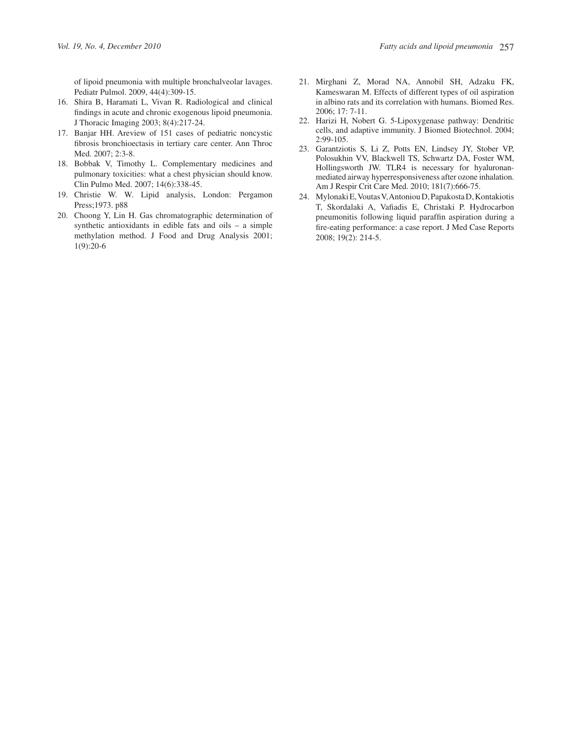of lipoid pneumonia with multiple bronchalveolar lavages. Pediatr Pulmol. 2009, 44(4):309-15.

16. Shira B, Haramati L, Vivan R. Radiological and clinical findings in acute and chronic exogenous lipoid pneumonia. J Thoracic Imaging 2003; 8(4):217-24.
17. Banjar HH. Areview of 151 cases of pediatric noncystic fibrosis bronchioectasis in tertiary care center. Ann Throc Med. 2007; 2:3-8.
18. Bobbak V, Timothy L. Complementary medicines and pulmonary toxicities: what a chest physician should know. Clin Pulmo Med. 2007; 14(6):338-45.
19. Christie W. W. Lipid analysis, London: Pergamon Press;1973. p88
20. Choong Y, Lin H. Gas chromatographic determination of synthetic antioxidants in edible fats and oils – a simple methylation method. J Food and Drug Analysis 2001; 1(9):20-6
21. Mirghani Z, Morad NA, Annobil SH, Adzaku FK, Kameswaran M. Effects of different types of oil aspiration in albino rats and its correlation with humans. Biomed Res. 2006; 17: 7-11.
22. Harizi H, Nobert G. 5-Lipoxygenase pathway: Dendritic cells, and adaptive immunity. J Biomed Biotechnol. 2004; 2:99-105.
23. Garantziotis S, Li Z, Potts EN, Lindsey JY, Stober VP, Polosukhin VV, Blackwell TS, Schwartz DA, Foster WM, Hollingsworth JW. TLR4 is necessary for hyaluronan-mediated airway hyperresponsiveness after ozone inhalation. Am J Respir Crit Care Med. 2010; 181(7):666-75.
24. Mylonaki E, Voutas V, Antoniou D, Papakosta D, Kontakiotis T, Skordalaki A, Vafiadis E, Christaki P. Hydrocarbon pneumonitis following liquid paraffin aspiration during a fire-eating performance: a case report. J Med Case Reports 2008; 19(2): 214-5.